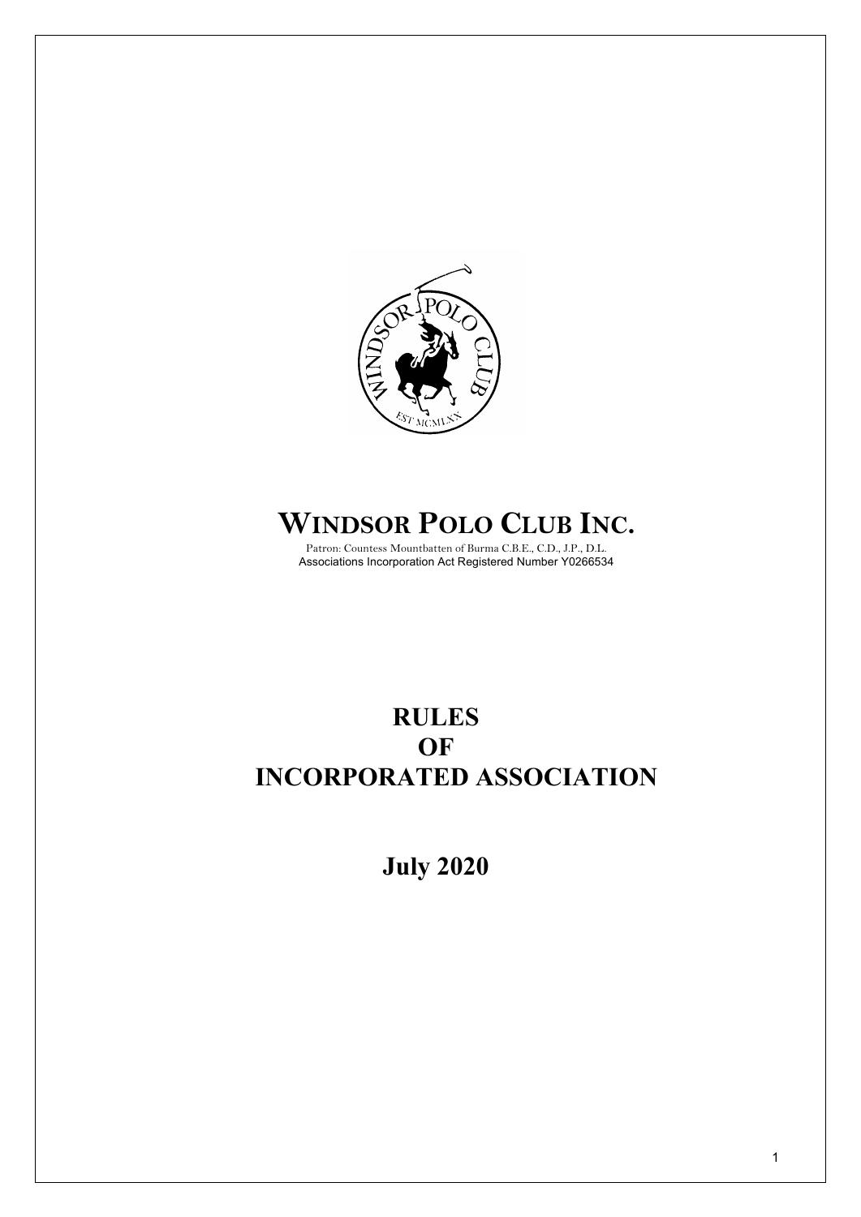# WINDSOR POLO CLUB INC.

Patron: Countess Mountbatten of Burma C.B.E., C.D., J.P., D.L.
Associations Incorporation Act Registered Number Y0266534

# RULES
# OF
# INCORPORATED ASSOCIATION

## July 2020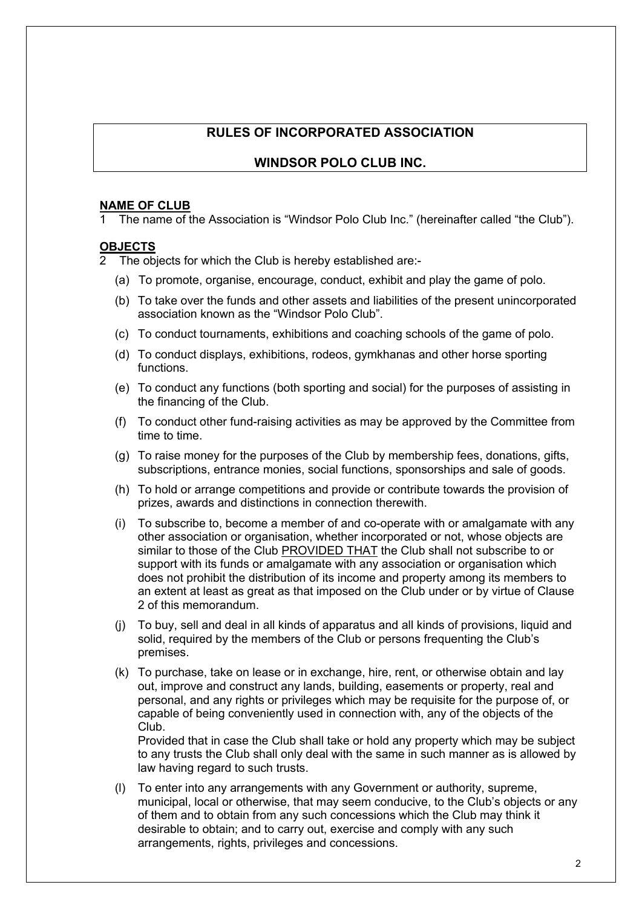# RULES OF INCORPORATED ASSOCIATION

## WINDSOR POLO CLUB INC.

**NAME OF CLUB**

1 The name of the Association is "Windsor Polo Club Inc." (hereinafter called "the Club").

**OBJECTS**

2 The objects for which the Club is hereby established are:-

(a) To promote, organise, encourage, conduct, exhibit and play the game of polo.

(b) To take over the funds and other assets and liabilities of the present unincorporated association known as the "Windsor Polo Club".

(c) To conduct tournaments, exhibitions and coaching schools of the game of polo.

(d) To conduct displays, exhibitions, rodeos, gymkhanas and other horse sporting functions.

(e) To conduct any functions (both sporting and social) for the purposes of assisting in the financing of the Club.

(f) To conduct other fund-raising activities as may be approved by the Committee from time to time.

(g) To raise money for the purposes of the Club by membership fees, donations, gifts, subscriptions, entrance monies, social functions, sponsorships and sale of goods.

(h) To hold or arrange competitions and provide or contribute towards the provision of prizes, awards and distinctions in connection therewith.

(i) To subscribe to, become a member of and co-operate with or amalgamate with any other association or organisation, whether incorporated or not, whose objects are similar to those of the Club PROVIDED THAT the Club shall not subscribe to or support with its funds or amalgamate with any association or organisation which does not prohibit the distribution of its income and property among its members to an extent at least as great as that imposed on the Club under or by virtue of Clause 2 of this memorandum.

(j) To buy, sell and deal in all kinds of apparatus and all kinds of provisions, liquid and solid, required by the members of the Club or persons frequenting the Club's premises.

(k) To purchase, take on lease or in exchange, hire, rent, or otherwise obtain and lay out, improve and construct any lands, building, easements or property, real and personal, and any rights or privileges which may be requisite for the purpose of, or capable of being conveniently used in connection with, any of the objects of the Club.
Provided that in case the Club shall take or hold any property which may be subject to any trusts the Club shall only deal with the same in such manner as is allowed by law having regard to such trusts.

(l) To enter into any arrangements with any Government or authority, supreme, municipal, local or otherwise, that may seem conducive, to the Club's objects or any of them and to obtain from any such concessions which the Club may think it desirable to obtain; and to carry out, exercise and comply with any such arrangements, rights, privileges and concessions.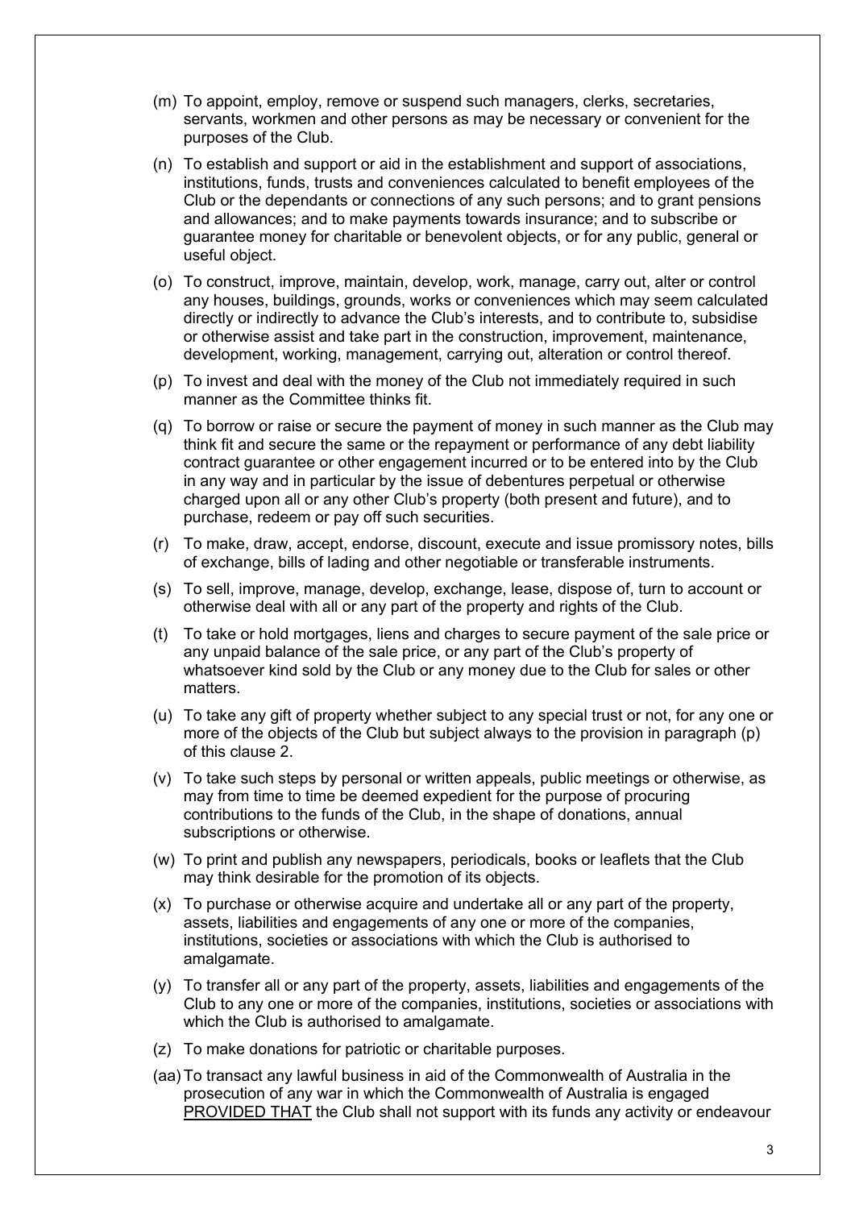(m) To appoint, employ, remove or suspend such managers, clerks, secretaries, servants, workmen and other persons as may be necessary or convenient for the purposes of the Club.

(n) To establish and support or aid in the establishment and support of associations, institutions, funds, trusts and conveniences calculated to benefit employees of the Club or the dependants or connections of any such persons; and to grant pensions and allowances; and to make payments towards insurance; and to subscribe or guarantee money for charitable or benevolent objects, or for any public, general or useful object.

(o) To construct, improve, maintain, develop, work, manage, carry out, alter or control any houses, buildings, grounds, works or conveniences which may seem calculated directly or indirectly to advance the Club's interests, and to contribute to, subsidise or otherwise assist and take part in the construction, improvement, maintenance, development, working, management, carrying out, alteration or control thereof.

(p) To invest and deal with the money of the Club not immediately required in such manner as the Committee thinks fit.

(q) To borrow or raise or secure the payment of money in such manner as the Club may think fit and secure the same or the repayment or performance of any debt liability contract guarantee or other engagement incurred or to be entered into by the Club in any way and in particular by the issue of debentures perpetual or otherwise charged upon all or any other Club's property (both present and future), and to purchase, redeem or pay off such securities.

(r) To make, draw, accept, endorse, discount, execute and issue promissory notes, bills of exchange, bills of lading and other negotiable or transferable instruments.

(s) To sell, improve, manage, develop, exchange, lease, dispose of, turn to account or otherwise deal with all or any part of the property and rights of the Club.

(t) To take or hold mortgages, liens and charges to secure payment of the sale price or any unpaid balance of the sale price, or any part of the Club's property of whatsoever kind sold by the Club or any money due to the Club for sales or other matters.

(u) To take any gift of property whether subject to any special trust or not, for any one or more of the objects of the Club but subject always to the provision in paragraph (p) of this clause 2.

(v) To take such steps by personal or written appeals, public meetings or otherwise, as may from time to time be deemed expedient for the purpose of procuring contributions to the funds of the Club, in the shape of donations, annual subscriptions or otherwise.

(w) To print and publish any newspapers, periodicals, books or leaflets that the Club may think desirable for the promotion of its objects.

(x) To purchase or otherwise acquire and undertake all or any part of the property, assets, liabilities and engagements of any one or more of the companies, institutions, societies or associations with which the Club is authorised to amalgamate.

(y) To transfer all or any part of the property, assets, liabilities and engagements of the Club to any one or more of the companies, institutions, societies or associations with which the Club is authorised to amalgamate.

(z) To make donations for patriotic or charitable purposes.

(aa) To transact any lawful business in aid of the Commonwealth of Australia in the prosecution of any war in which the Commonwealth of Australia is engaged <u>PROVIDED THAT</u> the Club shall not support with its funds any activity or endeavour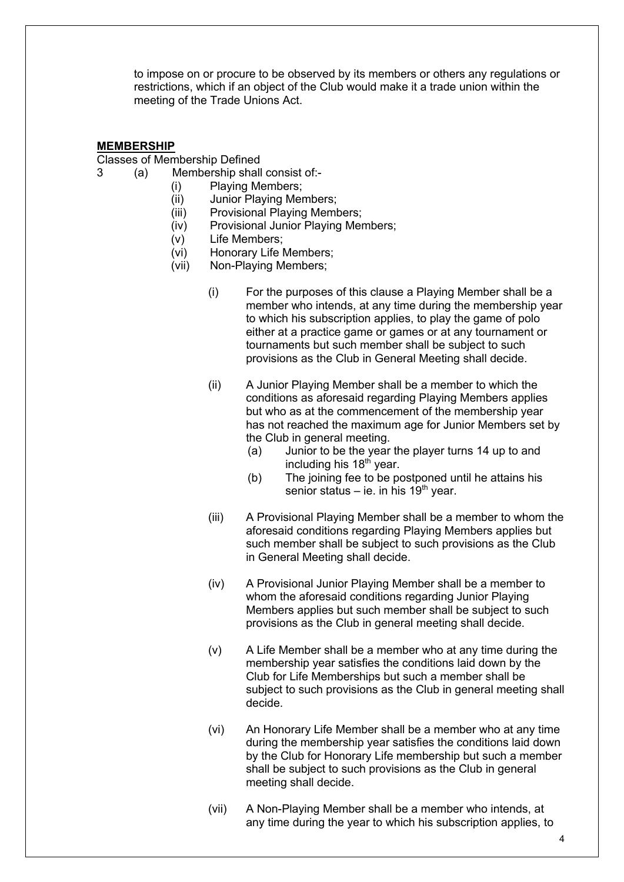to impose on or procure to be observed by its members or others any regulations or restrictions, which if an object of the Club would make it a trade union within the meeting of the Trade Unions Act.

**MEMBERSHIP**

Classes of Membership Defined

3 (a) Membership shall consist of:-

- (i) Playing Members;
- (ii) Junior Playing Members;
- (iii) Provisional Playing Members;
- (iv) Provisional Junior Playing Members;
- (v) Life Members;
- (vi) Honorary Life Members;
- (vii) Non-Playing Members;

(i) For the purposes of this clause a Playing Member shall be a member who intends, at any time during the membership year to which his subscription applies, to play the game of polo either at a practice game or games or at any tournament or tournaments but such member shall be subject to such provisions as the Club in General Meeting shall decide.

(ii) A Junior Playing Member shall be a member to which the conditions as aforesaid regarding Playing Members applies but who as at the commencement of the membership year has not reached the maximum age for Junior Members set by the Club in general meeting.

- (a) Junior to be the year the player turns 14 up to and including his 18th year.
- (b) The joining fee to be postponed until he attains his senior status – ie. in his 19th year.

(iii) A Provisional Playing Member shall be a member to whom the aforesaid conditions regarding Playing Members applies but such member shall be subject to such provisions as the Club in General Meeting shall decide.

(iv) A Provisional Junior Playing Member shall be a member to whom the aforesaid conditions regarding Junior Playing Members applies but such member shall be subject to such provisions as the Club in general meeting shall decide.

(v) A Life Member shall be a member who at any time during the membership year satisfies the conditions laid down by the Club for Life Memberships but such a member shall be subject to such provisions as the Club in general meeting shall decide.

(vi) An Honorary Life Member shall be a member who at any time during the membership year satisfies the conditions laid down by the Club for Honorary Life membership but such a member shall be subject to such provisions as the Club in general meeting shall decide.

(vii) A Non-Playing Member shall be a member who intends, at any time during the year to which his subscription applies, to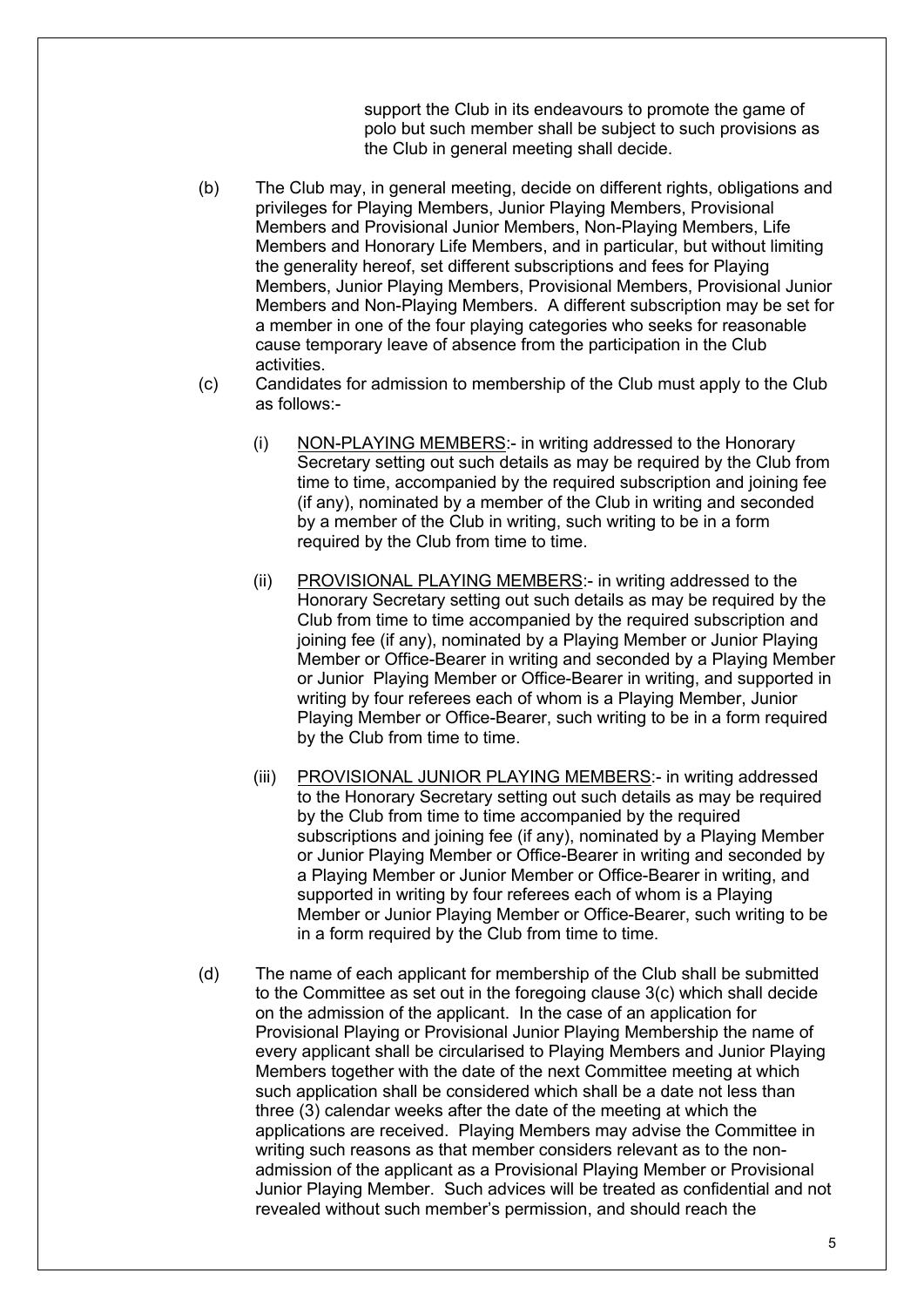support the Club in its endeavours to promote the game of polo but such member shall be subject to such provisions as the Club in general meeting shall decide.

(b) The Club may, in general meeting, decide on different rights, obligations and privileges for Playing Members, Junior Playing Members, Provisional Members and Provisional Junior Members, Non-Playing Members, Life Members and Honorary Life Members, and in particular, but without limiting the generality hereof, set different subscriptions and fees for Playing Members, Junior Playing Members, Provisional Members, Provisional Junior Members and Non-Playing Members. A different subscription may be set for a member in one of the four playing categories who seeks for reasonable cause temporary leave of absence from the participation in the Club activities.

(c) Candidates for admission to membership of the Club must apply to the Club as follows:-

  (i) NON-PLAYING MEMBERS:- in writing addressed to the Honorary Secretary setting out such details as may be required by the Club from time to time, accompanied by the required subscription and joining fee (if any), nominated by a member of the Club in writing and seconded by a member of the Club in writing, such writing to be in a form required by the Club from time to time.

  (ii) PROVISIONAL PLAYING MEMBERS:- in writing addressed to the Honorary Secretary setting out such details as may be required by the Club from time to time accompanied by the required subscription and joining fee (if any), nominated by a Playing Member or Junior Playing Member or Office-Bearer in writing and seconded by a Playing Member or Junior Playing Member or Office-Bearer in writing, and supported in writing by four referees each of whom is a Playing Member, Junior Playing Member or Office-Bearer, such writing to be in a form required by the Club from time to time.

  (iii) PROVISIONAL JUNIOR PLAYING MEMBERS:- in writing addressed to the Honorary Secretary setting out such details as may be required by the Club from time to time accompanied by the required subscriptions and joining fee (if any), nominated by a Playing Member or Junior Playing Member or Office-Bearer in writing and seconded by a Playing Member or Junior Member or Office-Bearer in writing, and supported in writing by four referees each of whom is a Playing Member or Junior Playing Member or Office-Bearer, such writing to be in a form required by the Club from time to time.

(d) The name of each applicant for membership of the Club shall be submitted to the Committee as set out in the foregoing clause 3(c) which shall decide on the admission of the applicant. In the case of an application for Provisional Playing or Provisional Junior Playing Membership the name of every applicant shall be circularised to Playing Members and Junior Playing Members together with the date of the next Committee meeting at which such application shall be considered which shall be a date not less than three (3) calendar weeks after the date of the meeting at which the applications are received. Playing Members may advise the Committee in writing such reasons as that member considers relevant as to the non-admission of the applicant as a Provisional Playing Member or Provisional Junior Playing Member. Such advices will be treated as confidential and not revealed without such member's permission, and should reach the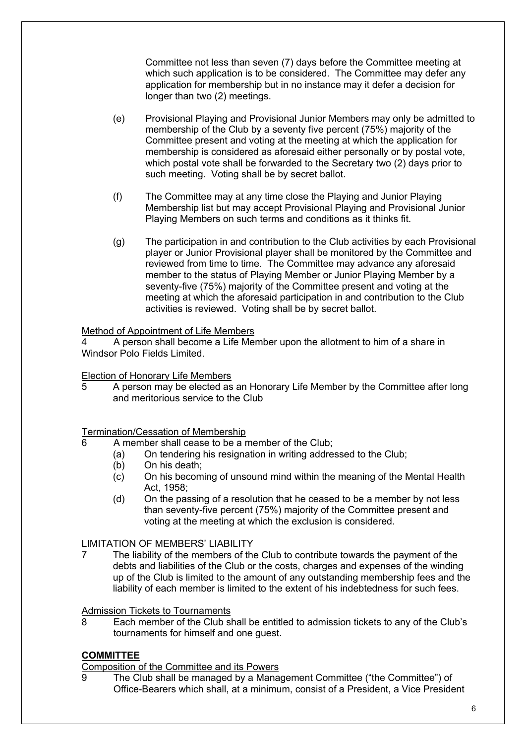Committee not less than seven (7) days before the Committee meeting at which such application is to be considered. The Committee may defer any application for membership but in no instance may it defer a decision for longer than two (2) meetings.

(e) Provisional Playing and Provisional Junior Members may only be admitted to membership of the Club by a seventy five percent (75%) majority of the Committee present and voting at the meeting at which the application for membership is considered as aforesaid either personally or by postal vote, which postal vote shall be forwarded to the Secretary two (2) days prior to such meeting. Voting shall be by secret ballot.

(f) The Committee may at any time close the Playing and Junior Playing Membership list but may accept Provisional Playing and Provisional Junior Playing Members on such terms and conditions as it thinks fit.

(g) The participation in and contribution to the Club activities by each Provisional player or Junior Provisional player shall be monitored by the Committee and reviewed from time to time. The Committee may advance any aforesaid member to the status of Playing Member or Junior Playing Member by a seventy-five (75%) majority of the Committee present and voting at the meeting at which the aforesaid participation in and contribution to the Club activities is reviewed. Voting shall be by secret ballot.

Method of Appointment of Life Members

4 A person shall become a Life Member upon the allotment to him of a share in Windsor Polo Fields Limited.

Election of Honorary Life Members

5 A person may be elected as an Honorary Life Member by the Committee after long and meritorious service to the Club

Termination/Cessation of Membership

6 A member shall cease to be a member of the Club;

(a) On tendering his resignation in writing addressed to the Club;
(b) On his death;
(c) On his becoming of unsound mind within the meaning of the Mental Health Act, 1958;
(d) On the passing of a resolution that he ceased to be a member by not less than seventy-five percent (75%) majority of the Committee present and voting at the meeting at which the exclusion is considered.

LIMITATION OF MEMBERS' LIABILITY

7 The liability of the members of the Club to contribute towards the payment of the debts and liabilities of the Club or the costs, charges and expenses of the winding up of the Club is limited to the amount of any outstanding membership fees and the liability of each member is limited to the extent of his indebtedness for such fees.

Admission Tickets to Tournaments

8 Each member of the Club shall be entitled to admission tickets to any of the Club's tournaments for himself and one guest.

## COMMITTEE

Composition of the Committee and its Powers

9 The Club shall be managed by a Management Committee ("the Committee") of Office-Bearers which shall, at a minimum, consist of a President, a Vice President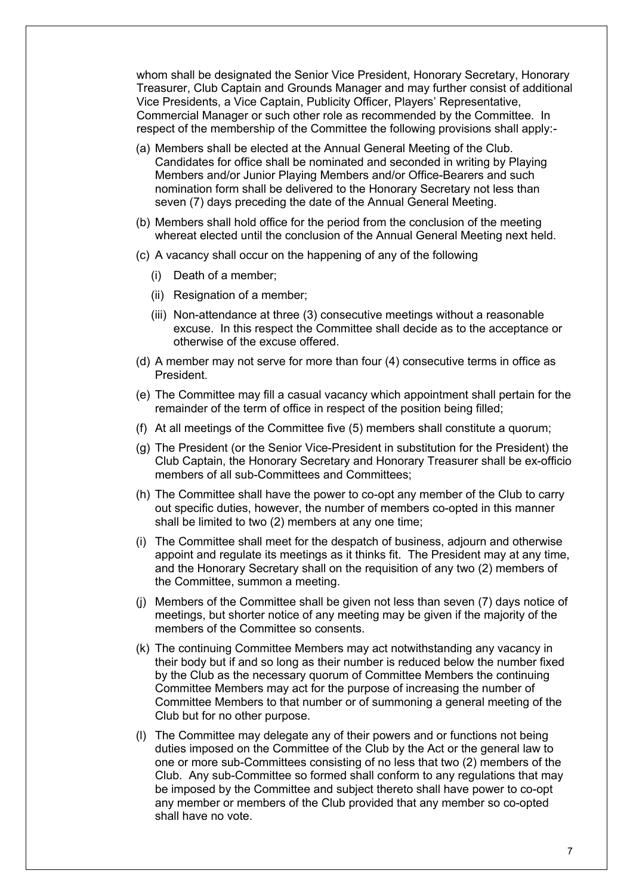whom shall be designated the Senior Vice President, Honorary Secretary, Honorary Treasurer, Club Captain and Grounds Manager and may further consist of additional Vice Presidents, a Vice Captain, Publicity Officer, Players' Representative, Commercial Manager or such other role as recommended by the Committee. In respect of the membership of the Committee the following provisions shall apply:-

(a) Members shall be elected at the Annual General Meeting of the Club. Candidates for office shall be nominated and seconded in writing by Playing Members and/or Junior Playing Members and/or Office-Bearers and such nomination form shall be delivered to the Honorary Secretary not less than seven (7) days preceding the date of the Annual General Meeting.

(b) Members shall hold office for the period from the conclusion of the meeting whereat elected until the conclusion of the Annual General Meeting next held.

(c) A vacancy shall occur on the happening of any of the following

   (i) Death of a member;

   (ii) Resignation of a member;

   (iii) Non-attendance at three (3) consecutive meetings without a reasonable excuse. In this respect the Committee shall decide as to the acceptance or otherwise of the excuse offered.

(d) A member may not serve for more than four (4) consecutive terms in office as President.

(e) The Committee may fill a casual vacancy which appointment shall pertain for the remainder of the term of office in respect of the position being filled;

(f) At all meetings of the Committee five (5) members shall constitute a quorum;

(g) The President (or the Senior Vice-President in substitution for the President) the Club Captain, the Honorary Secretary and Honorary Treasurer shall be ex-officio members of all sub-Committees and Committees;

(h) The Committee shall have the power to co-opt any member of the Club to carry out specific duties, however, the number of members co-opted in this manner shall be limited to two (2) members at any one time;

(i) The Committee shall meet for the despatch of business, adjourn and otherwise appoint and regulate its meetings as it thinks fit. The President may at any time, and the Honorary Secretary shall on the requisition of any two (2) members of the Committee, summon a meeting.

(j) Members of the Committee shall be given not less than seven (7) days notice of meetings, but shorter notice of any meeting may be given if the majority of the members of the Committee so consents.

(k) The continuing Committee Members may act notwithstanding any vacancy in their body but if and so long as their number is reduced below the number fixed by the Club as the necessary quorum of Committee Members the continuing Committee Members may act for the purpose of increasing the number of Committee Members to that number or of summoning a general meeting of the Club but for no other purpose.

(l) The Committee may delegate any of their powers and or functions not being duties imposed on the Committee of the Club by the Act or the general law to one or more sub-Committees consisting of no less that two (2) members of the Club. Any sub-Committee so formed shall conform to any regulations that may be imposed by the Committee and subject thereto shall have power to co-opt any member or members of the Club provided that any member so co-opted shall have no vote.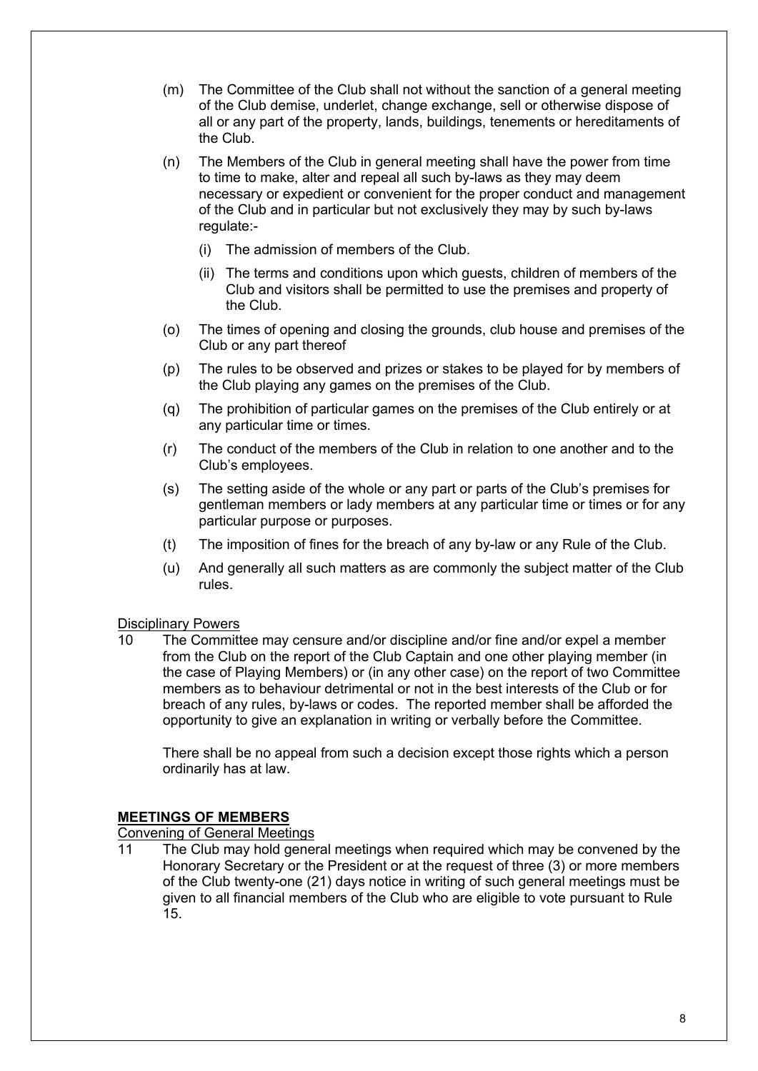(m) The Committee of the Club shall not without the sanction of a general meeting of the Club demise, underlet, change exchange, sell or otherwise dispose of all or any part of the property, lands, buildings, tenements or hereditaments of the Club.

(n) The Members of the Club in general meeting shall have the power from time to time to make, alter and repeal all such by-laws as they may deem necessary or expedient or convenient for the proper conduct and management of the Club and in particular but not exclusively they may by such by-laws regulate:-

  (i) The admission of members of the Club.

  (ii) The terms and conditions upon which guests, children of members of the Club and visitors shall be permitted to use the premises and property of the Club.

(o) The times of opening and closing the grounds, club house and premises of the Club or any part thereof

(p) The rules to be observed and prizes or stakes to be played for by members of the Club playing any games on the premises of the Club.

(q) The prohibition of particular games on the premises of the Club entirely or at any particular time or times.

(r) The conduct of the members of the Club in relation to one another and to the Club's employees.

(s) The setting aside of the whole or any part or parts of the Club's premises for gentleman members or lady members at any particular time or times or for any particular purpose or purposes.

(t) The imposition of fines for the breach of any by-law or any Rule of the Club.

(u) And generally all such matters as are commonly the subject matter of the Club rules.

Disciplinary Powers

10 The Committee may censure and/or discipline and/or fine and/or expel a member from the Club on the report of the Club Captain and one other playing member (in the case of Playing Members) or (in any other case) on the report of two Committee members as to behaviour detrimental or not in the best interests of the Club or for breach of any rules, by-laws or codes. The reported member shall be afforded the opportunity to give an explanation in writing or verbally before the Committee.

There shall be no appeal from such a decision except those rights which a person ordinarily has at law.

## MEETINGS OF MEMBERS

Convening of General Meetings

11 The Club may hold general meetings when required which may be convened by the Honorary Secretary or the President or at the request of three (3) or more members of the Club twenty-one (21) days notice in writing of such general meetings must be given to all financial members of the Club who are eligible to vote pursuant to Rule 15.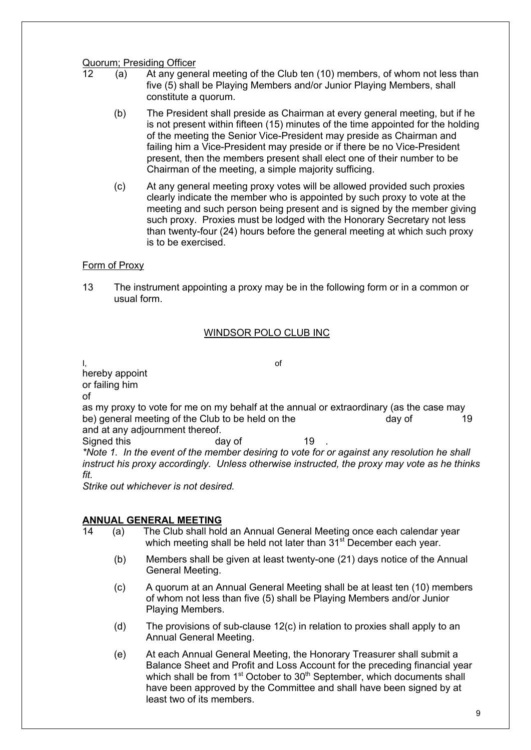Quorum; Presiding Officer

12 (a) At any general meeting of the Club ten (10) members, of whom not less than five (5) shall be Playing Members and/or Junior Playing Members, shall constitute a quorum.

(b) The President shall preside as Chairman at every general meeting, but if he is not present within fifteen (15) minutes of the time appointed for the holding of the meeting the Senior Vice-President may preside as Chairman and failing him a Vice-President may preside or if there be no Vice-President present, then the members present shall elect one of their number to be Chairman of the meeting, a simple majority sufficing.

(c) At any general meeting proxy votes will be allowed provided such proxies clearly indicate the member who is appointed by such proxy to vote at the meeting and such person being present and is signed by the member giving such proxy. Proxies must be lodged with the Honorary Secretary not less than twenty-four (24) hours before the general meeting at which such proxy is to be exercised.

Form of Proxy

13 The instrument appointing a proxy may be in the following form or in a common or usual form.

WINDSOR POLO CLUB INC

I, of
hereby appoint
or failing him
of
as my proxy to vote for me on my behalf at the annual or extraordinary (as the case may be) general meeting of the Club to be held on the day of 19
and at any adjournment thereof.
Signed this day of 19 .

*\*Note 1. In the event of the member desiring to vote for or against any resolution he shall instruct his proxy accordingly. Unless otherwise instructed, the proxy may vote as he thinks fit.*

*Strike out whichever is not desired.*

**ANNUAL GENERAL MEETING**

14 (a) The Club shall hold an Annual General Meeting once each calendar year which meeting shall be held not later than 31st December each year.

(b) Members shall be given at least twenty-one (21) days notice of the Annual General Meeting.

(c) A quorum at an Annual General Meeting shall be at least ten (10) members of whom not less than five (5) shall be Playing Members and/or Junior Playing Members.

(d) The provisions of sub-clause 12(c) in relation to proxies shall apply to an Annual General Meeting.

(e) At each Annual General Meeting, the Honorary Treasurer shall submit a Balance Sheet and Profit and Loss Account for the preceding financial year which shall be from 1st October to 30th September, which documents shall have been approved by the Committee and shall have been signed by at least two of its members.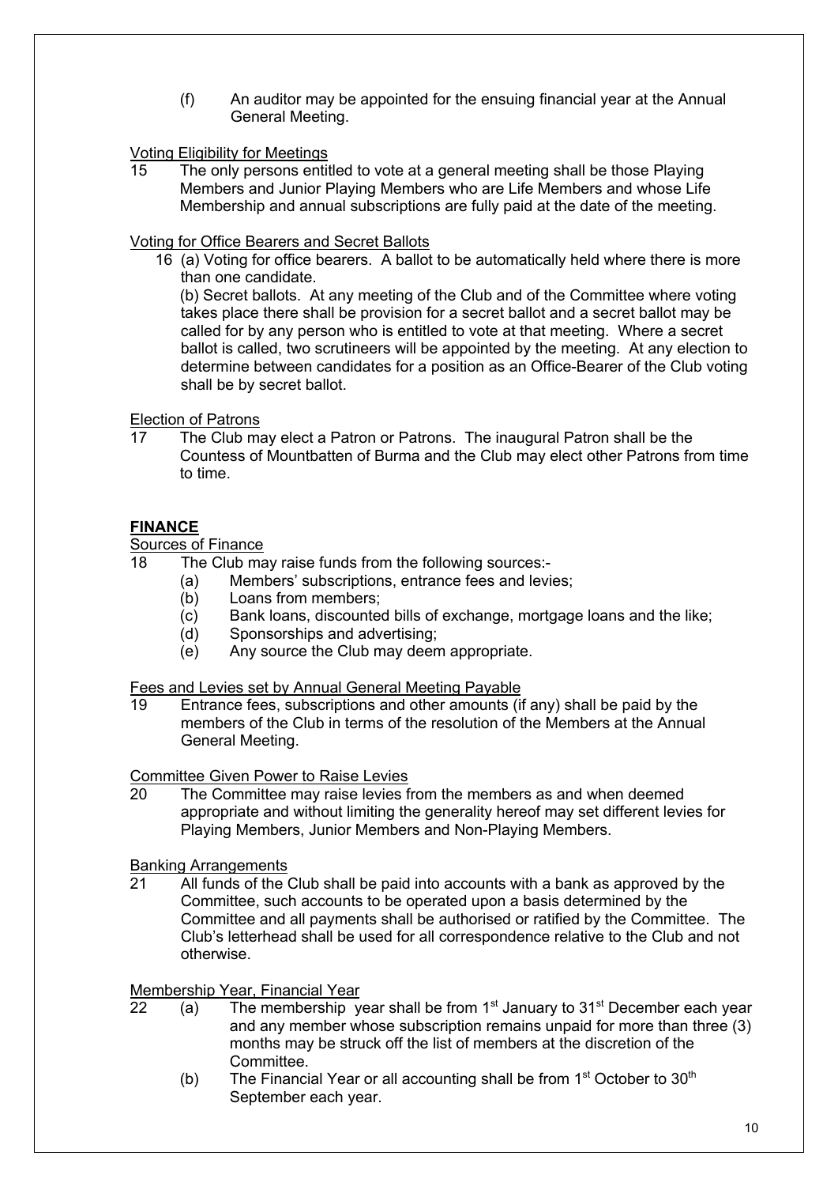(f) An auditor may be appointed for the ensuing financial year at the Annual General Meeting.

Voting Eligibility for Meetings

15 The only persons entitled to vote at a general meeting shall be those Playing Members and Junior Playing Members who are Life Members and whose Life Membership and annual subscriptions are fully paid at the date of the meeting.

Voting for Office Bearers and Secret Ballots

16 (a) Voting for office bearers. A ballot to be automatically held where there is more than one candidate.

(b) Secret ballots. At any meeting of the Club and of the Committee where voting takes place there shall be provision for a secret ballot and a secret ballot may be called for by any person who is entitled to vote at that meeting. Where a secret ballot is called, two scrutineers will be appointed by the meeting. At any election to determine between candidates for a position as an Office-Bearer of the Club voting shall be by secret ballot.

Election of Patrons

17 The Club may elect a Patron or Patrons. The inaugural Patron shall be the Countess of Mountbatten of Burma and the Club may elect other Patrons from time to time.

## FINANCE

Sources of Finance

18 The Club may raise funds from the following sources:-

(a) Members' subscriptions, entrance fees and levies;
(b) Loans from members;
(c) Bank loans, discounted bills of exchange, mortgage loans and the like;
(d) Sponsorships and advertising;
(e) Any source the Club may deem appropriate.

Fees and Levies set by Annual General Meeting Payable

19 Entrance fees, subscriptions and other amounts (if any) shall be paid by the members of the Club in terms of the resolution of the Members at the Annual General Meeting.

Committee Given Power to Raise Levies

20 The Committee may raise levies from the members as and when deemed appropriate and without limiting the generality hereof may set different levies for Playing Members, Junior Members and Non-Playing Members.

Banking Arrangements

21 All funds of the Club shall be paid into accounts with a bank as approved by the Committee, such accounts to be operated upon a basis determined by the Committee and all payments shall be authorised or ratified by the Committee. The Club's letterhead shall be used for all correspondence relative to the Club and not otherwise.

Membership Year, Financial Year

22 (a) The membership year shall be from 1st January to 31st December each year and any member whose subscription remains unpaid for more than three (3) months may be struck off the list of members at the discretion of the Committee.

(b) The Financial Year or all accounting shall be from 1st October to 30th September each year.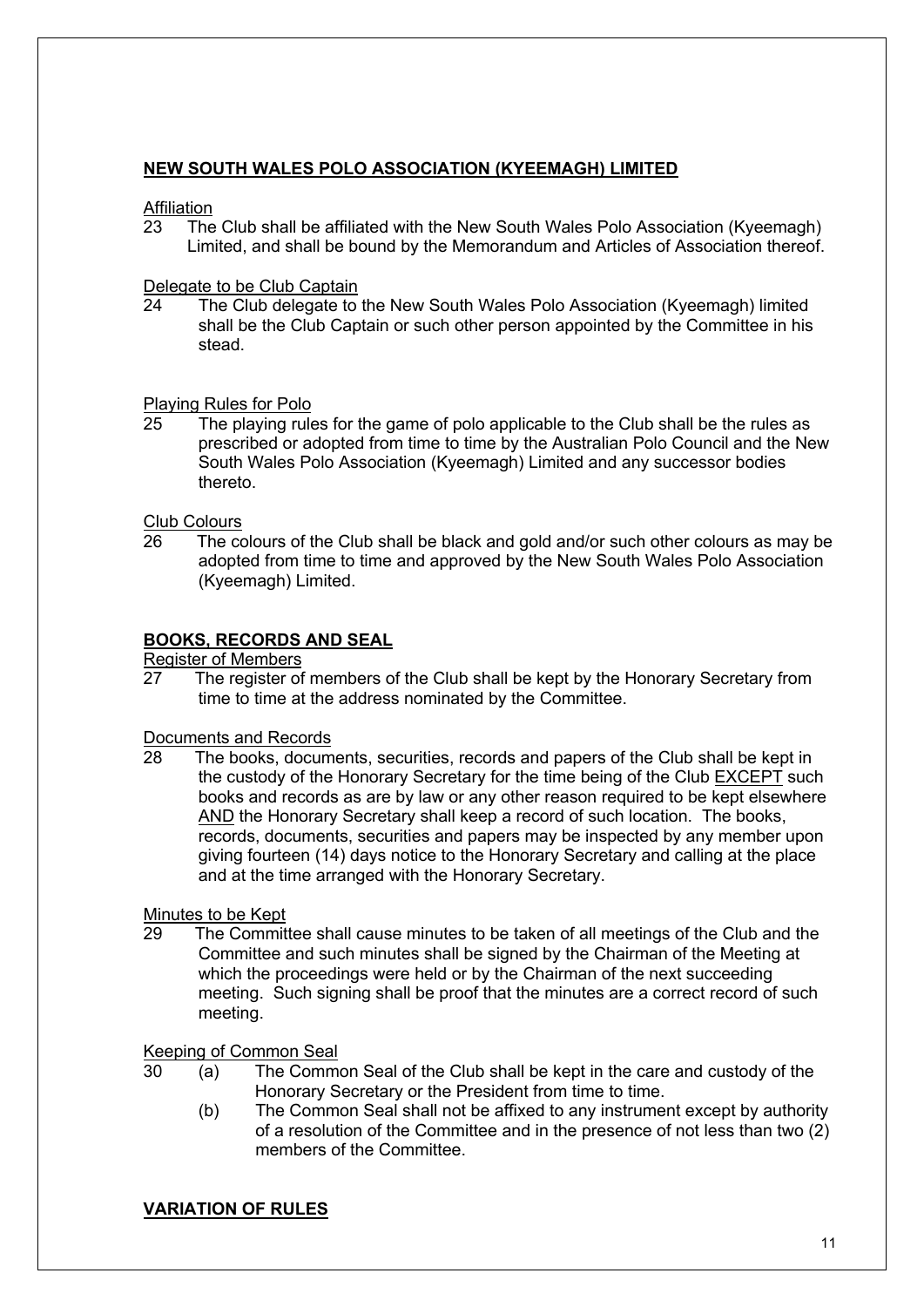## NEW SOUTH WALES POLO ASSOCIATION (KYEEMAGH) LIMITED

Affiliation

23 The Club shall be affiliated with the New South Wales Polo Association (Kyeemagh) Limited, and shall be bound by the Memorandum and Articles of Association thereof.

Delegate to be Club Captain

24 The Club delegate to the New South Wales Polo Association (Kyeemagh) limited shall be the Club Captain or such other person appointed by the Committee in his stead.

Playing Rules for Polo

25 The playing rules for the game of polo applicable to the Club shall be the rules as prescribed or adopted from time to time by the Australian Polo Council and the New South Wales Polo Association (Kyeemagh) Limited and any successor bodies thereto.

Club Colours

26 The colours of the Club shall be black and gold and/or such other colours as may be adopted from time to time and approved by the New South Wales Polo Association (Kyeemagh) Limited.

## BOOKS, RECORDS AND SEAL

Register of Members

27 The register of members of the Club shall be kept by the Honorary Secretary from time to time at the address nominated by the Committee.

Documents and Records

28 The books, documents, securities, records and papers of the Club shall be kept in the custody of the Honorary Secretary for the time being of the Club EXCEPT such books and records as are by law or any other reason required to be kept elsewhere AND the Honorary Secretary shall keep a record of such location. The books, records, documents, securities and papers may be inspected by any member upon giving fourteen (14) days notice to the Honorary Secretary and calling at the place and at the time arranged with the Honorary Secretary.

Minutes to be Kept

29 The Committee shall cause minutes to be taken of all meetings of the Club and the Committee and such minutes shall be signed by the Chairman of the Meeting at which the proceedings were held or by the Chairman of the next succeeding meeting. Such signing shall be proof that the minutes are a correct record of such meeting.

Keeping of Common Seal

30 (a) The Common Seal of the Club shall be kept in the care and custody of the Honorary Secretary or the President from time to time.

(b) The Common Seal shall not be affixed to any instrument except by authority of a resolution of the Committee and in the presence of not less than two (2) members of the Committee.

## VARIATION OF RULES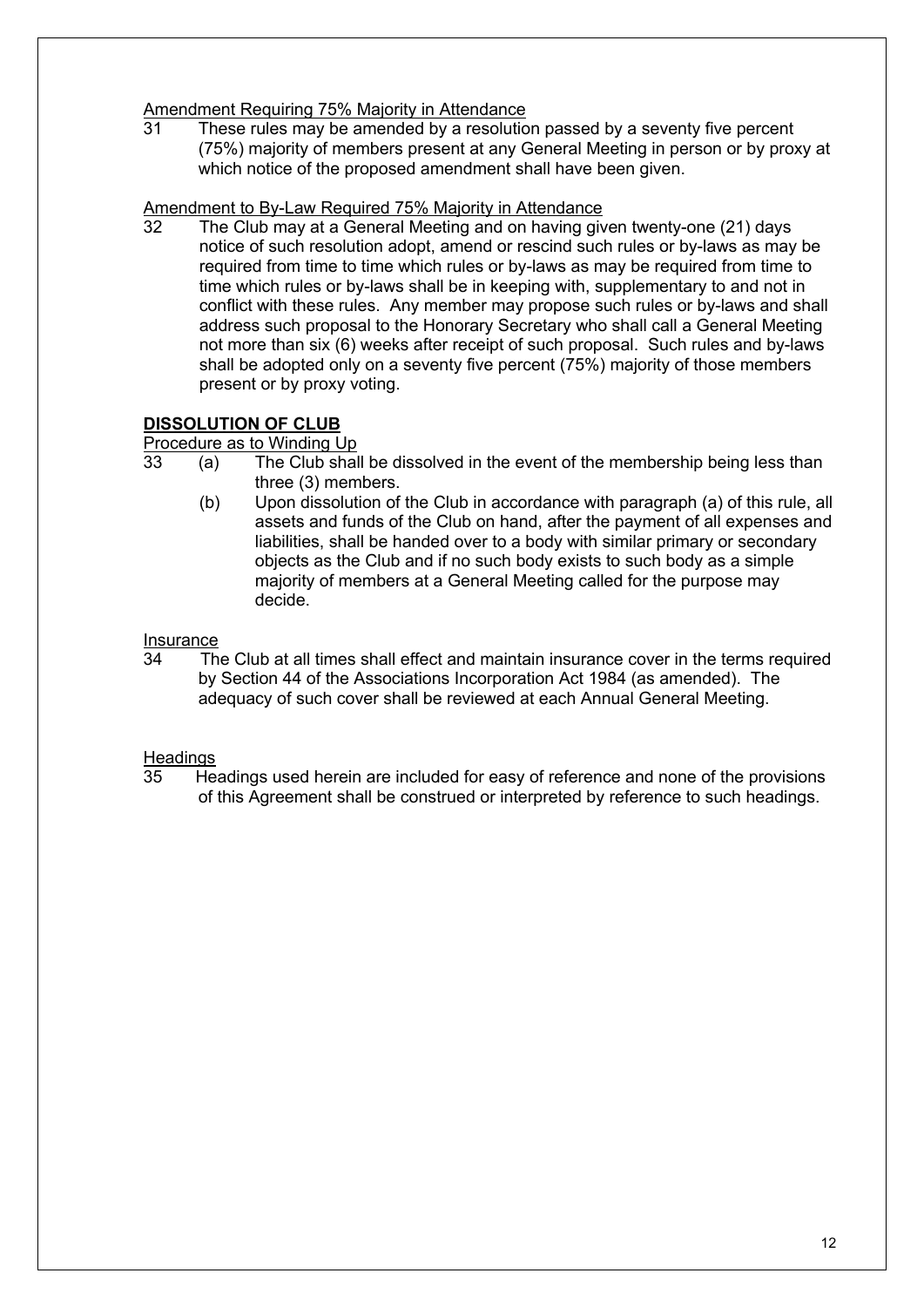Amendment Requiring 75% Majority in Attendance

31 These rules may be amended by a resolution passed by a seventy five percent (75%) majority of members present at any General Meeting in person or by proxy at which notice of the proposed amendment shall have been given.

Amendment to By-Law Required 75% Majority in Attendance

32 The Club may at a General Meeting and on having given twenty-one (21) days notice of such resolution adopt, amend or rescind such rules or by-laws as may be required from time to time which rules or by-laws as may be required from time to time which rules or by-laws shall be in keeping with, supplementary to and not in conflict with these rules. Any member may propose such rules or by-laws and shall address such proposal to the Honorary Secretary who shall call a General Meeting not more than six (6) weeks after receipt of such proposal. Such rules and by-laws shall be adopted only on a seventy five percent (75%) majority of those members present or by proxy voting.

**DISSOLUTION OF CLUB**

Procedure as to Winding Up

33 (a) The Club shall be dissolved in the event of the membership being less than three (3) members.

(b) Upon dissolution of the Club in accordance with paragraph (a) of this rule, all assets and funds of the Club on hand, after the payment of all expenses and liabilities, shall be handed over to a body with similar primary or secondary objects as the Club and if no such body exists to such body as a simple majority of members at a General Meeting called for the purpose may decide.

Insurance

34 The Club at all times shall effect and maintain insurance cover in the terms required by Section 44 of the Associations Incorporation Act 1984 (as amended). The adequacy of such cover shall be reviewed at each Annual General Meeting.

Headings

35 Headings used herein are included for easy of reference and none of the provisions of this Agreement shall be construed or interpreted by reference to such headings.